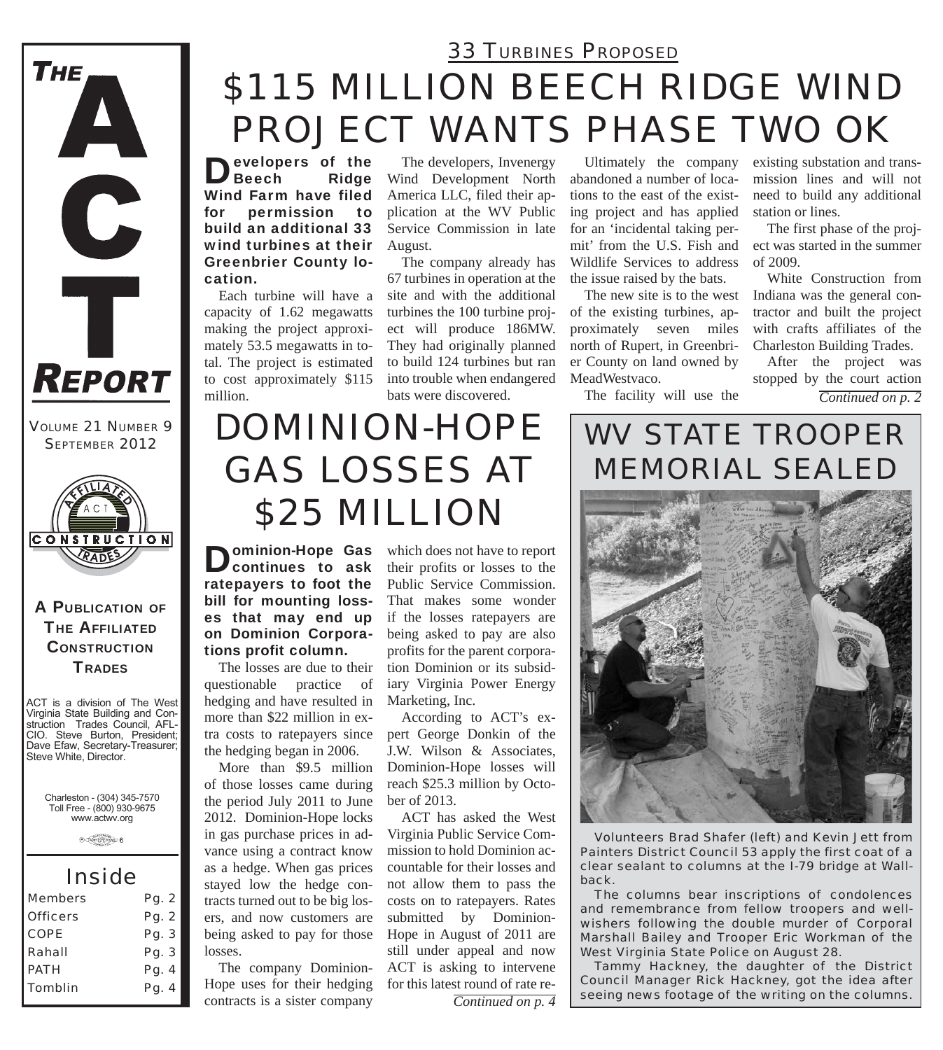# THE ACT REPORT

VOLUME 21 NUMBER 9
SEPTEMBER 2012

**A PUBLICATION OF THE AFFILIATED CONSTRUCTION TRADES**

ACT is a division of The West Virginia State Building and Construction Trades Council, AFL-CIO. Steve Burton, President; Dave Efaw, Secretary-Treasurer; Steve White, Director.

Charleston - (304) 345-7570
Toll Free - (800) 930-9675
www.actwv.org

## Inside

| | |
|---|---|
| Members | Pg. 2 |
| Officers | Pg. 2 |
| COPE | Pg. 3 |
| Rahall | Pg. 3 |
| PATH | Pg. 4 |
| Tomblin | Pg. 4 |

### 33 TURBINES PROPOSED

# $115 MILLION BEECH RIDGE WIND PROJECT WANTS PHASE TWO OK

**Developers of the Beech Ridge Wind Farm have filed for permission to build an additional 33 wind turbines at their Greenbrier County location.**

Each turbine will have a capacity of 1.62 megawatts making the project approximately 53.5 megawatts in total. The project is estimated to cost approximately $115 million.

The developers, Invenergy Wind Development North America LLC, filed their application at the WV Public Service Commission in late August.

The company already has 67 turbines in operation at the site and with the additional turbines the 100 turbine project will produce 186MW. They had originally planned to build 124 turbines but ran into trouble when endangered bats were discovered.

Ultimately the company abandoned a number of locations to the east of the existing project and has applied for an 'incidental taking permit' from the U.S. Fish and Wildlife Services to address the issue raised by the bats.

The new site is to the west of the existing turbines, approximately seven miles north of Rupert, in Greenbrier County on land owned by MeadWestvaco.

The facility will use the existing substation and transmission lines and will not need to build any additional station or lines.

The first phase of the project was started in the summer of 2009.

White Construction from Indiana was the general contractor and built the project with crafts affiliates of the Charleston Building Trades.

After the project was stopped by the court action

*Continued on p. 2*

# DOMINION-HOPE GAS LOSSES AT $25 MILLION

**Dominion-Hope Gas continues to ask ratepayers to foot the bill for mounting losses that may end up on Dominion Corporations profit column.**

The losses are due to their questionable practice of hedging and have resulted in more than $22 million in extra costs to ratepayers since the hedging began in 2006.

More than $9.5 million of those losses came during the period July 2011 to June 2012. Dominion-Hope locks in gas purchase prices in advance using a contract know as a hedge. When gas prices stayed low the hedge contracts turned out to be big losers, and now customers are being asked to pay for those losses.

The company Dominion-Hope uses for their hedging contracts is a sister company which does not have to report their profits or losses to the Public Service Commission. That makes some wonder if the losses ratepayers are being asked to pay are also profits for the parent corporation Dominion or its subsidiary Virginia Power Energy Marketing, Inc.

According to ACT's expert George Donkin of the J.W. Wilson & Associates, Dominion-Hope losses will reach $25.3 million by October of 2013.

ACT has asked the West Virginia Public Service Commission to hold Dominion accountable for their losses and not allow them to pass the costs on to ratepayers. Rates submitted by Dominion-Hope in August of 2011 are still under appeal and now ACT is asking to intervene for this latest round of rate re-

*Continued on p. 4*

# WV STATE TROOPER MEMORIAL SEALED

Volunteers Brad Shafer (left) and Kevin Jett from Painters District Council 53 apply the first coat of a clear sealant to columns at the I-79 bridge at Wallback.

The columns bear inscriptions of condolences and remembrance from fellow troopers and well-wishers following the double murder of Corporal Marshall Bailey and Trooper Eric Workman of the West Virginia State Police on August 28.

Tammy Hackney, the daughter of the District Council Manager Rick Hackney, got the idea after seeing news footage of the writing on the columns.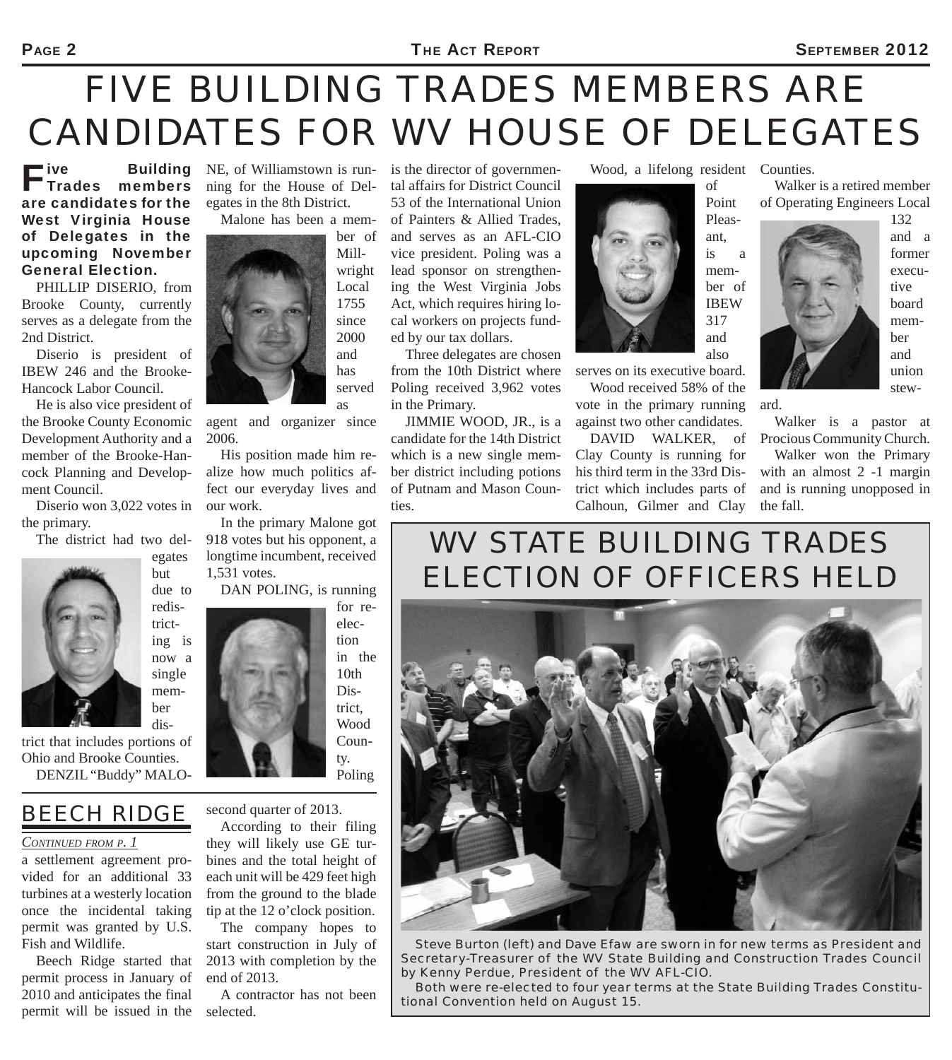# FIVE BUILDING TRADES MEMBERS ARE CANDIDATES FOR WV HOUSE OF DELEGATES

**Five Building Trades members are candidates for the West Virginia House of Delegates in the upcoming November General Election.**

PHILLIP DISERIO, from Brooke County, currently serves as a delegate from the 2nd District.

Diserio is president of IBEW 246 and the Brooke-Hancock Labor Council.

He is also vice president of the Brooke County Economic Development Authority and a member of the Brooke-Hancock Planning and Development Council.

Diserio won 3,022 votes in the primary.

The district had two delegates but due to redistricting is now a single member district that includes portions of Ohio and Brooke Counties.

DENZIL "Buddy" MALONE, of Williamstown is running for the House of Delegates in the 8th District.

Malone has been a member of Millwright Local 1755 since 2000 and has served as agent and organizer since 2006.

His position made him realize how much politics affect our everyday lives and our work.

In the primary Malone got 918 votes but his opponent, a longtime incumbent, received 1,531 votes.

DAN POLING, is running for re-election in the 10th District, Wood County. Poling is the director of governmental affairs for District Council 53 of the International Union of Painters & Allied Trades, and serves as an AFL-CIO vice president. Poling was a lead sponsor on strengthening the West Virginia Jobs Act, which requires hiring local workers on projects funded by our tax dollars.

Three delegates are chosen from the 10th District where Poling received 3,962 votes in the Primary.

JIMMIE WOOD, JR., is a candidate for the 14th District which is a new single member district including potions of Putnam and Mason Counties.

Wood, a lifelong resident of Point Pleasant, is a member of IBEW 317 and also serves on its executive board.

Wood received 58% of the vote in the primary running against two other candidates.

DAVID WALKER, of Clay County is running for his third term in the 33rd District which includes parts of Calhoun, Gilmer and Clay Counties.

Walker is a retired member of Operating Engineers Local 132 and a former executive board member and union steward.

Walker is a pastor at Procious Community Church.

Walker won the Primary with an almost 2 -1 margin and is running unopposed in the fall.

## BEECH RIDGE

*CONTINUED FROM P. 1*

a settlement agreement provided for an additional 33 turbines at a westerly location once the incidental taking permit was granted by U.S. Fish and Wildlife.

Beech Ridge started that permit process in January of 2010 and anticipates the final permit will be issued in the second quarter of 2013.

According to their filing they will likely use GE turbines and the total height of each unit will be 429 feet high from the ground to the blade tip at the 12 o'clock position.

The company hopes to start construction in July of 2013 with completion by the end of 2013.

A contractor has not been selected.

## WV STATE BUILDING TRADES ELECTION OF OFFICERS HELD

Steve Burton (left) and Dave Efaw are sworn in for new terms as President and Secretary-Treasurer of the WV State Building and Construction Trades Council by Kenny Perdue, President of the WV AFL-CIO.

Both were re-elected to four year terms at the State Building Trades Constitutional Convention held on August 15.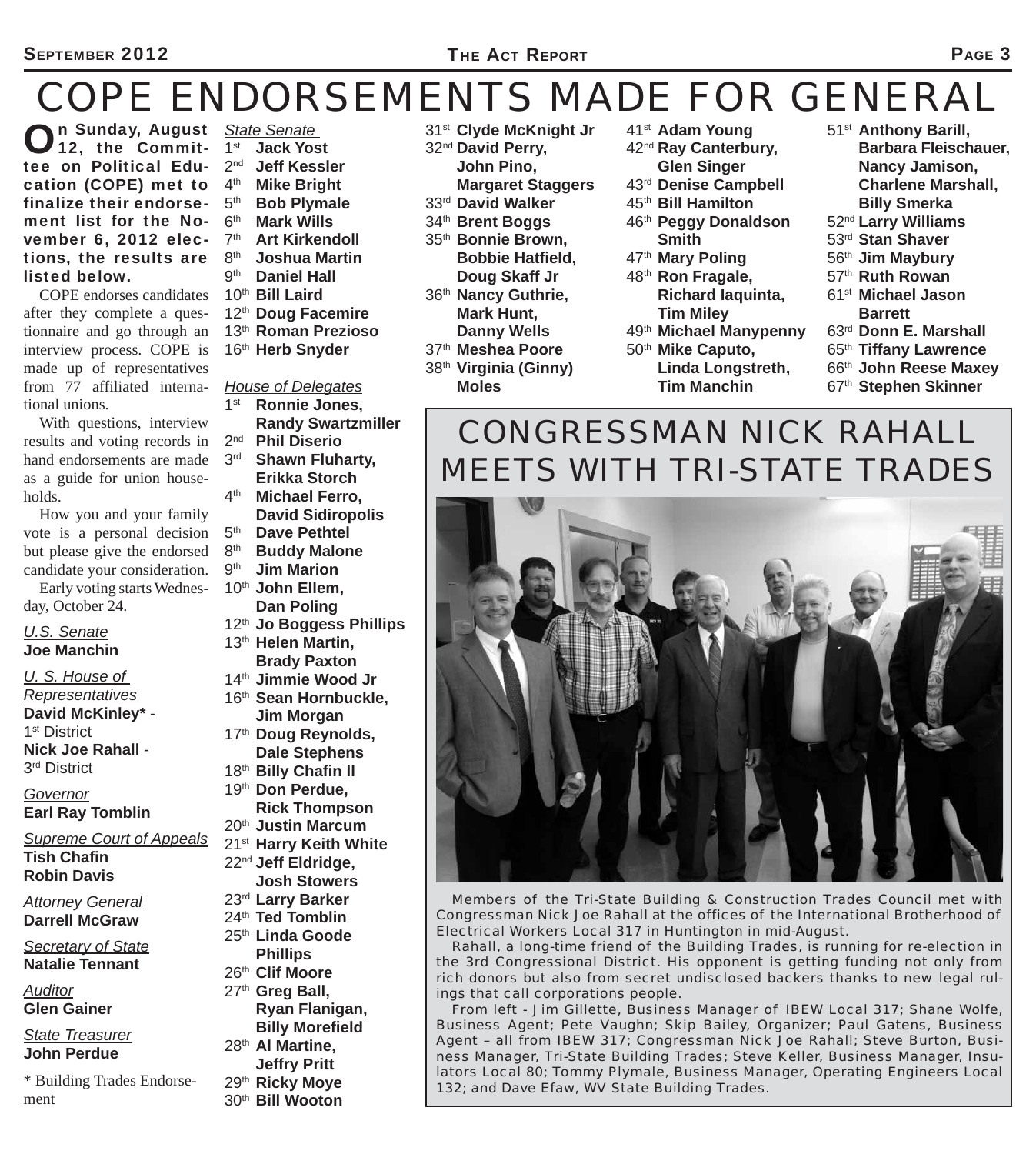# COPE ENDORSEMENTS MADE FOR GENERAL

**On Sunday, August 12, the Committee on Political Education (COPE) met to finalize their endorsement list for the November 6, 2012 elections, the results are listed below.**

COPE endorses candidates after they complete a questionnaire and go through an interview process. COPE is made up of representatives from 77 affiliated international unions.

With questions, interview results and voting records in hand endorsements are made as a guide for union households.

How you and your family vote is a personal decision but please give the endorsed candidate your consideration.

Early voting starts Wednesday, October 24.

*U.S. Senate*
**Joe Manchin**

*U. S. House of Representatives*
**David McKinley*** - 1st District
**Nick Joe Rahall** - 3rd District

*Governor*
**Earl Ray Tomblin**

*Supreme Court of Appeals*
**Tish Chafin**
**Robin Davis**

*Attorney General*
**Darrell McGraw**

*Secretary of State*
**Natalie Tennant**

*Auditor*
**Glen Gainer**

*State Treasurer*
**John Perdue**

* Building Trades Endorsement

*State Senate*

- 1st **Jack Yost**
- 2nd **Jeff Kessler**
- 4th **Mike Bright**
- 5th **Bob Plymale**
- 6th **Mark Wills**
- 7th **Art Kirkendoll**
- 8th **Joshua Martin**
- 9th **Daniel Hall**
- 10th **Bill Laird**
- 12th **Doug Facemire**
- 13th **Roman Prezioso**
- 16th **Herb Snyder**

*House of Delegates*

- 1st **Ronnie Jones, Randy Swartzmiller**
- 2nd **Phil Diserio**
- 3rd **Shawn Fluharty, Erikka Storch**
- 4th **Michael Ferro, David Sidiropolis**
- 5th **Dave Pethtel**
- 8th **Buddy Malone**
- 9th **Jim Marion**
- 10th **John Ellem, Dan Poling**
- 12th **Jo Boggess Phillips**
- 13th **Helen Martin, Brady Paxton**
- 14th **Jimmie Wood Jr**
- 16th **Sean Hornbuckle, Jim Morgan**
- 17th **Doug Reynolds, Dale Stephens**
- 18th **Billy Chafin ll**
- 19th **Don Perdue, Rick Thompson**
- 20th **Justin Marcum**
- 21st **Harry Keith White**
- 22nd **Jeff Eldridge, Josh Stowers**
- 23rd **Larry Barker**
- 24th **Ted Tomblin**
- 25th **Linda Goode Phillips**
- 26th **Clif Moore**
- 27th **Greg Ball, Ryan Flanigan, Billy Morefield**
- 28th **Al Martine, Jeffry Pritt**
- 29th **Ricky Moye**
- 30th **Bill Wooton**
- 31st **Clyde McKnight Jr**
- 32nd **David Perry, John Pino, Margaret Staggers**
- 33rd **David Walker**
- 34th **Brent Boggs**
- 35th **Bonnie Brown, Bobbie Hatfield, Doug Skaff Jr**
- 36th **Nancy Guthrie, Mark Hunt, Danny Wells**
- 37th **Meshea Poore**
- 38th **Virginia (Ginny) Moles**
- 41st **Adam Young**
- 42nd **Ray Canterbury, Glen Singer**
- 43rd **Denise Campbell**
- 45th **Bill Hamilton**
- 46th **Peggy Donaldson Smith**
- 47th **Mary Poling**
- 48th **Ron Fragale, Richard Iaquinta, Tim Miley**
- 49th **Michael Manypenny**
- 50th **Mike Caputo, Linda Longstreth, Tim Manchin**
- 51st **Anthony Barill, Barbara Fleischauer, Nancy Jamison, Charlene Marshall, Billy Smerka**
- 52nd **Larry Williams**
- 53rd **Stan Shaver**
- 56th **Jim Maybury**
- 57th **Ruth Rowan**
- 61st **Michael Jason Barrett**
- 63rd **Donn E. Marshall**
- 65th **Tiffany Lawrence**
- 66th **John Reese Maxey**
- 67th **Stephen Skinner**

## CONGRESSMAN NICK RAHALL MEETS WITH TRI-STATE TRADES

Members of the Tri-State Building & Construction Trades Council met with Congressman Nick Joe Rahall at the offices of the International Brotherhood of Electrical Workers Local 317 in Huntington in mid-August.

Rahall, a long-time friend of the Building Trades, is running for re-election in the 3rd Congressional District. His opponent is getting funding not only from rich donors but also from secret undisclosed backers thanks to new legal rulings that call corporations people.

From left - Jim Gillette, Business Manager of IBEW Local 317; Shane Wolfe, Business Agent; Pete Vaughn; Skip Bailey, Organizer; Paul Gatens, Business Agent – all from IBEW 317; Congressman Nick Joe Rahall; Steve Burton, Business Manager, Tri-State Building Trades; Steve Keller, Business Manager, Insulators Local 80; Tommy Plymale, Business Manager, Operating Engineers Local 132; and Dave Efaw, WV State Building Trades.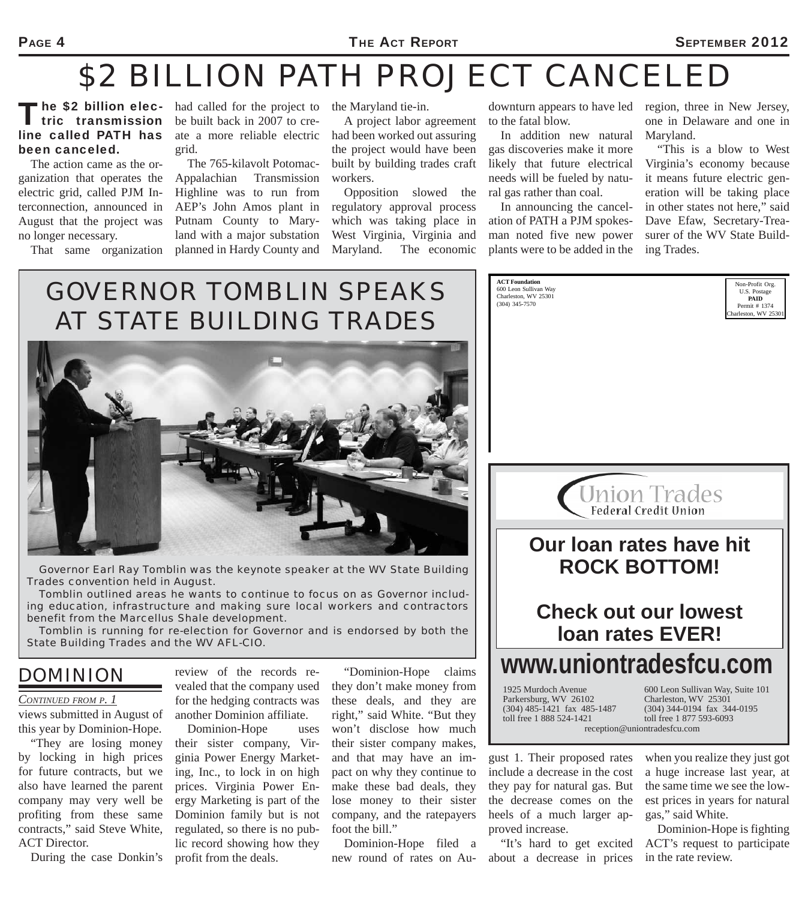# $2 BILLION PATH PROJECT CANCELED

**The $2 billion electric transmission line called PATH has been canceled.**

The action came as the organization that operates the electric grid, called PJM Interconnection, announced in August that the project was no longer necessary.

That same organization had called for the project to be built back in 2007 to create a more reliable electric grid.

The 765-kilavolt Potomac-Appalachian Transmission Highline was to run from AEP's John Amos plant in Putnam County to Maryland with a major substation planned in Hardy County and the Maryland tie-in.

A project labor agreement had been worked out assuring the project would have been built by building trades craft workers.

Opposition slowed the regulatory approval process which was taking place in West Virginia, Virginia and Maryland. The economic downturn appears to have led to the fatal blow.

In addition new natural gas discoveries make it more likely that future electrical needs will be fueled by natural gas rather than coal.

In announcing the cancelation of PATH a PJM spokesman noted five new power plants were to be added in the region, three in New Jersey, one in Delaware and one in Maryland.

"This is a blow to West Virginia's economy because it means future electric generation will be taking place in other states not here," said Dave Efaw, Secretary-Treasurer of the WV State Building Trades.

## GOVERNOR TOMBLIN SPEAKS AT STATE BUILDING TRADES

Governor Earl Ray Tomblin was the keynote speaker at the WV State Building Trades convention held in August.

Tomblin outlined areas he wants to continue to focus on as Governor including education, infrastructure and making sure local workers and contractors benefit from the Marcellus Shale development.

Tomblin is running for re-election for Governor and is endorsed by both the State Building Trades and the WV AFL-CIO.

**ACT Foundation**
600 Leon Sullivan Way
Charleston, WV 25301
(304) 345-7570

Non-Profit Org.
U.S. Postage
**PAID**
Permit # 1374
Charleston, WV 25301

Union Trades
Federal Credit Union

**Our loan rates have hit ROCK BOTTOM!**

**Check out our lowest loan rates EVER!**

**www.uniontradesfcu.com**

1925 Murdoch Avenue
Parkersburg, WV 26102
(304) 485-1421 fax 485-1487
toll free 1 888 524-1421

600 Leon Sullivan Way, Suite 101
Charleston, WV 25301
(304) 344-0194 fax 344-0195
toll free 1 877 593-6093

reception@uniontradesfcu.com

## DOMINION

*CONTINUED FROM P. 1*

views submitted in August of this year by Dominion-Hope.

"They are losing money by locking in high prices for future contracts, but we also have learned the parent company may very well be profiting from these same contracts," said Steve White, ACT Director.

During the case Donkin's review of the records revealed that the company used for the hedging contracts was another Dominion affiliate.

Dominion-Hope uses their sister company, Virginia Power Energy Marketing, Inc., to lock in on high prices. Virginia Power Energy Marketing is part of the Dominion family but is not regulated, so there is no public record showing how they profit from the deals.

"Dominion-Hope claims they don't make money from these deals, and they are right," said White. "But they won't disclose how much their sister company makes, and that may have an impact on why they continue to make these bad deals, they lose money to their sister company, and the ratepayers foot the bill."

Dominion-Hope filed a new round of rates on August 1. Their proposed rates include a decrease in the cost they pay for natural gas. But the decrease comes on the heels of a much larger approved increase.

"It's hard to get excited about a decrease in prices when you realize they just got a huge increase last year, at the same time we see the lowest prices in years for natural gas," said White.

Dominion-Hope is fighting ACT's request to participate in the rate review.